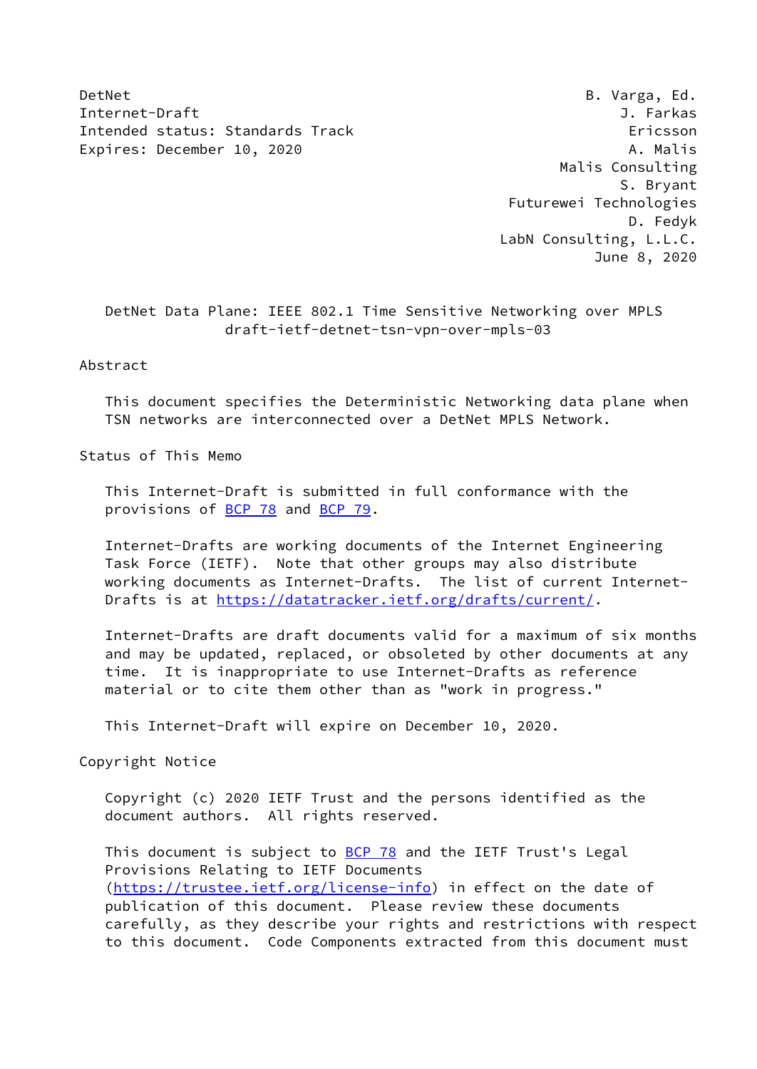DetNet B. Varga, Ed.
Internet-Draft J. Farkas
Intended status: Standards Track Ericsson
Expires: December 10, 2020 A. Malis
Malis Consulting
S. Bryant
Futurewei Technologies
D. Fedyk
LabN Consulting, L.L.C.
June 8, 2020

# DetNet Data Plane: IEEE 802.1 Time Sensitive Networking over MPLS
draft-ietf-detnet-tsn-vpn-over-mpls-03

## Abstract

This document specifies the Deterministic Networking data plane when TSN networks are interconnected over a DetNet MPLS Network.

## Status of This Memo

This Internet-Draft is submitted in full conformance with the provisions of BCP 78 and BCP 79.

Internet-Drafts are working documents of the Internet Engineering Task Force (IETF). Note that other groups may also distribute working documents as Internet-Drafts. The list of current Internet-Drafts is at https://datatracker.ietf.org/drafts/current/.

Internet-Drafts are draft documents valid for a maximum of six months and may be updated, replaced, or obsoleted by other documents at any time. It is inappropriate to use Internet-Drafts as reference material or to cite them other than as "work in progress."

This Internet-Draft will expire on December 10, 2020.

## Copyright Notice

Copyright (c) 2020 IETF Trust and the persons identified as the document authors. All rights reserved.

This document is subject to BCP 78 and the IETF Trust's Legal Provisions Relating to IETF Documents (https://trustee.ietf.org/license-info) in effect on the date of publication of this document. Please review these documents carefully, as they describe your rights and restrictions with respect to this document. Code Components extracted from this document must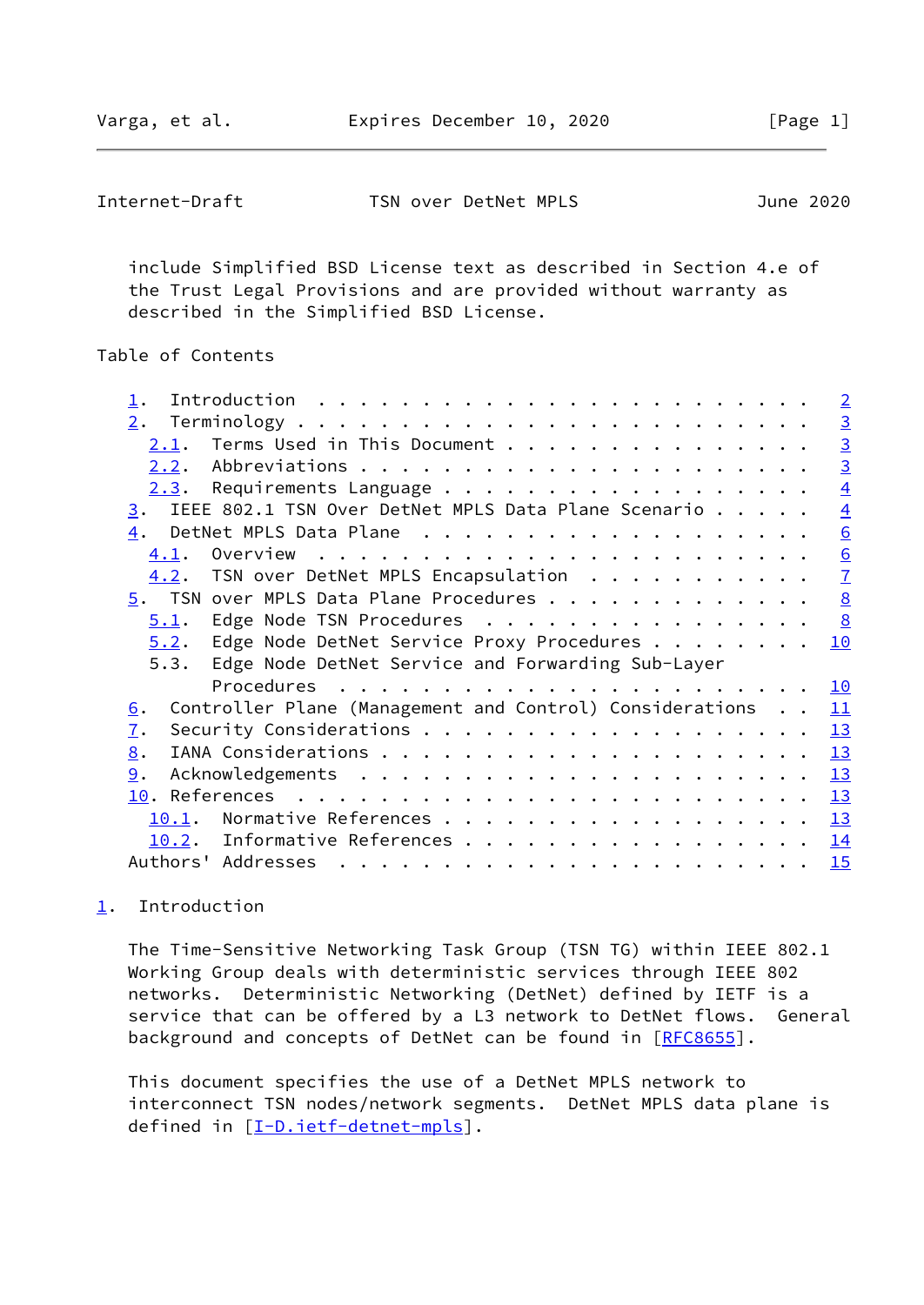include Simplified BSD License text as described in Section 4.e of the Trust Legal Provisions and are provided without warranty as described in the Simplified BSD License.

Table of Contents

- 1. Introduction . . . . . . . . . . . . . . . . . . . . . . . . 2
- 2. Terminology . . . . . . . . . . . . . . . . . . . . . . . . . 3
  - 2.1. Terms Used in This Document . . . . . . . . . . . . . . . 3
  - 2.2. Abbreviations . . . . . . . . . . . . . . . . . . . . . . 3
  - 2.3. Requirements Language . . . . . . . . . . . . . . . . . . 4
- 3. IEEE 802.1 TSN Over DetNet MPLS Data Plane Scenario . . . . . 4
- 4. DetNet MPLS Data Plane . . . . . . . . . . . . . . . . . . . 6
  - 4.1. Overview . . . . . . . . . . . . . . . . . . . . . . . . 6
  - 4.2. TSN over DetNet MPLS Encapsulation . . . . . . . . . . . 7
- 5. TSN over MPLS Data Plane Procedures . . . . . . . . . . . . . 8
  - 5.1. Edge Node TSN Procedures . . . . . . . . . . . . . . . . 8
  - 5.2. Edge Node DetNet Service Proxy Procedures . . . . . . . . 10
  - 5.3. Edge Node DetNet Service and Forwarding Sub-Layer Procedures . . . . . . . . . . . . . . . . . . . . . . . 10
- 6. Controller Plane (Management and Control) Considerations . . 11
- 7. Security Considerations . . . . . . . . . . . . . . . . . . . 13
- 8. IANA Considerations . . . . . . . . . . . . . . . . . . . . . 13
- 9. Acknowledgements . . . . . . . . . . . . . . . . . . . . . . 13
- 10. References . . . . . . . . . . . . . . . . . . . . . . . . . 13
  - 10.1. Normative References . . . . . . . . . . . . . . . . . . 13
  - 10.2. Informative References . . . . . . . . . . . . . . . . . 14
- Authors' Addresses . . . . . . . . . . . . . . . . . . . . . . . 15

## 1. Introduction

The Time-Sensitive Networking Task Group (TSN TG) within IEEE 802.1 Working Group deals with deterministic services through IEEE 802 networks. Deterministic Networking (DetNet) defined by IETF is a service that can be offered by a L3 network to DetNet flows. General background and concepts of DetNet can be found in [RFC8655].

This document specifies the use of a DetNet MPLS network to interconnect TSN nodes/network segments. DetNet MPLS data plane is defined in [I-D.ietf-detnet-mpls].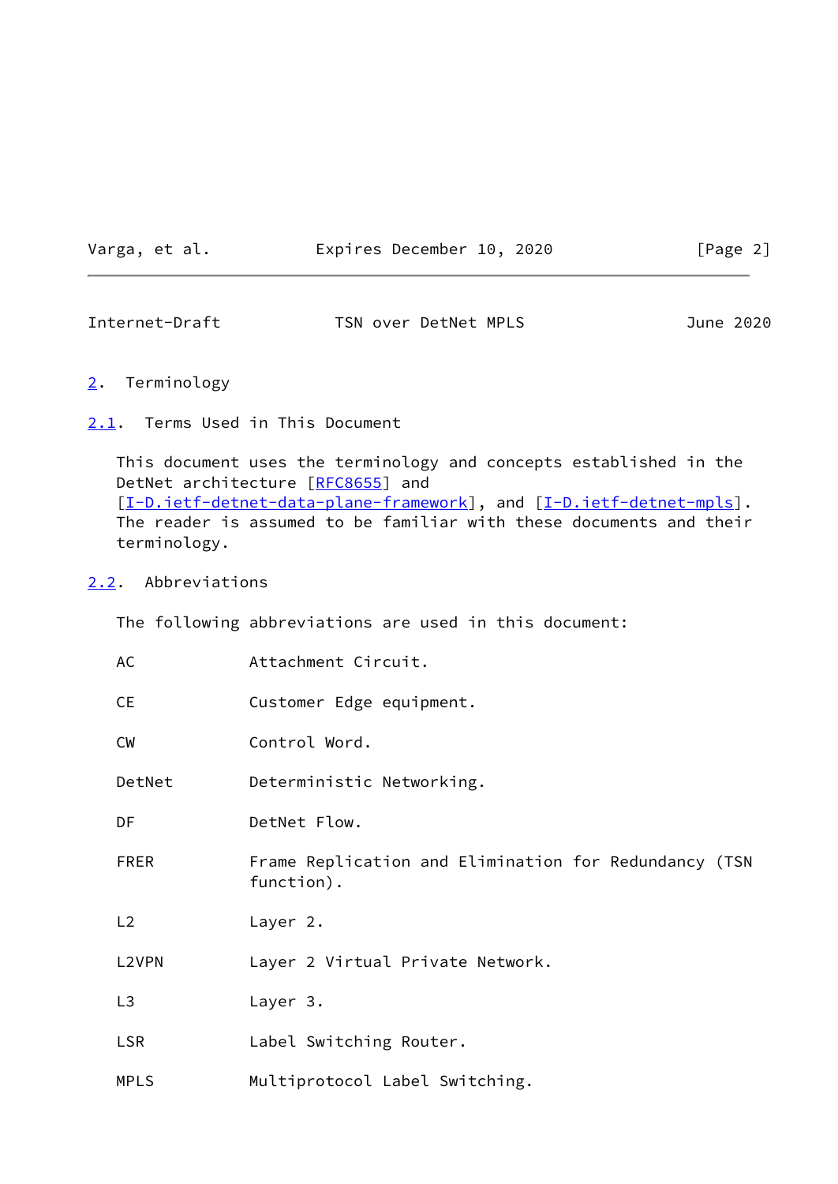## 2. Terminology

### 2.1. Terms Used in This Document

This document uses the terminology and concepts established in the DetNet architecture [RFC8655] and [I-D.ietf-detnet-data-plane-framework], and [I-D.ietf-detnet-mpls]. The reader is assumed to be familiar with these documents and their terminology.

### 2.2. Abbreviations

The following abbreviations are used in this document:

| Abbreviation | Meaning |
|---|---|
| AC | Attachment Circuit. |
| CE | Customer Edge equipment. |
| CW | Control Word. |
| DetNet | Deterministic Networking. |
| DF | DetNet Flow. |
| FRER | Frame Replication and Elimination for Redundancy (TSN function). |
| L2 | Layer 2. |
| L2VPN | Layer 2 Virtual Private Network. |
| L3 | Layer 3. |
| LSR | Label Switching Router. |
| MPLS | Multiprotocol Label Switching. |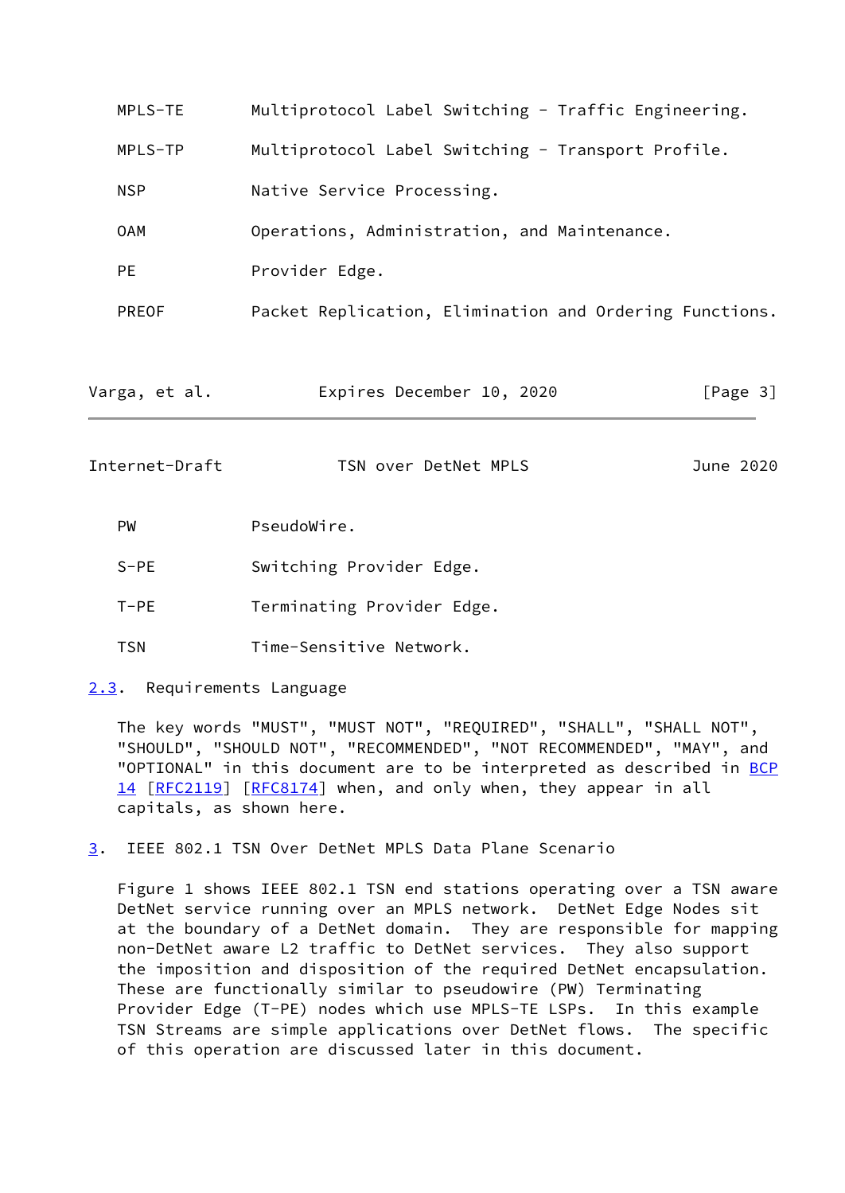| | |
|---|---|
| MPLS-TE | Multiprotocol Label Switching - Traffic Engineering. |
| MPLS-TP | Multiprotocol Label Switching - Transport Profile. |
| NSP | Native Service Processing. |
| OAM | Operations, Administration, and Maintenance. |
| PE | Provider Edge. |
| PREOF | Packet Replication, Elimination and Ordering Functions. |
| PW | PseudoWire. |
| S-PE | Switching Provider Edge. |
| T-PE | Terminating Provider Edge. |
| TSN | Time-Sensitive Network. |

### 2.3. Requirements Language

The key words "MUST", "MUST NOT", "REQUIRED", "SHALL", "SHALL NOT", "SHOULD", "SHOULD NOT", "RECOMMENDED", "NOT RECOMMENDED", "MAY", and "OPTIONAL" in this document are to be interpreted as described in BCP 14 [RFC2119] [RFC8174] when, and only when, they appear in all capitals, as shown here.

## 3. IEEE 802.1 TSN Over DetNet MPLS Data Plane Scenario

Figure 1 shows IEEE 802.1 TSN end stations operating over a TSN aware DetNet service running over an MPLS network. DetNet Edge Nodes sit at the boundary of a DetNet domain. They are responsible for mapping non-DetNet aware L2 traffic to DetNet services. They also support the imposition and disposition of the required DetNet encapsulation. These are functionally similar to pseudowire (PW) Terminating Provider Edge (T-PE) nodes which use MPLS-TE LSPs. In this example TSN Streams are simple applications over DetNet flows. The specific of this operation are discussed later in this document.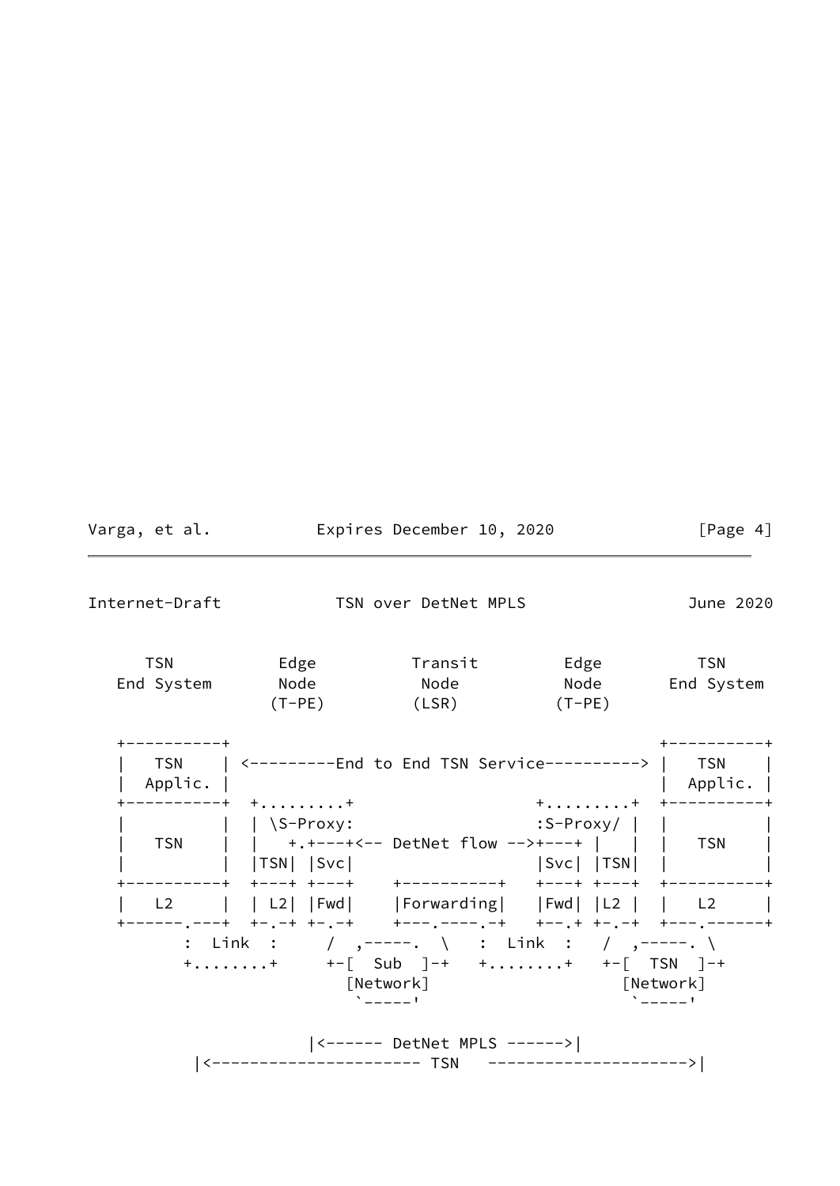```
     TSN           Edge          Transit         Edge         TSN
   End System      Node           Node           Node       End System
                  (T-PE)          (LSR)         (T-PE)

   +----------+                                            +----------+
   |   TSN    | <---------End to End TSN Service---------> |   TSN    |
   |  Applic. |                                            |  Applic. |
   +----------+  +.........+                 +.........+  +----------+
   |          |  | \S-Proxy:                 :S-Proxy/ |  |          |
   |   TSN    |  |   +.+---+<-- DetNet flow -->+---+ |   |  |   TSN    |
   |          |  |TSN| |Svc|                 |Svc| |TSN|  |          |
   +----------+  +---+ +---+    +----------+   +---+ +---+  +----------+
   |   L2     |  | L2| |Fwd|    |Forwarding|   |Fwd| |L2 |  |   L2     |
   +------.---+  +-.-+ +-.-+    +---.----.-+   +--.+ +-.-+  +---.------+
          :  Link  :     /  ,-----.  \   :  Link  :   /  ,-----. \
          +........+     +-[  Sub  ]-+   +........+   +-[  TSN  ]-+
                           [Network]                    [Network]
                            `-----'                      `-----'

                      |<------ DetNet MPLS ------>|
            |<--------------------- TSN   -------------------->|
```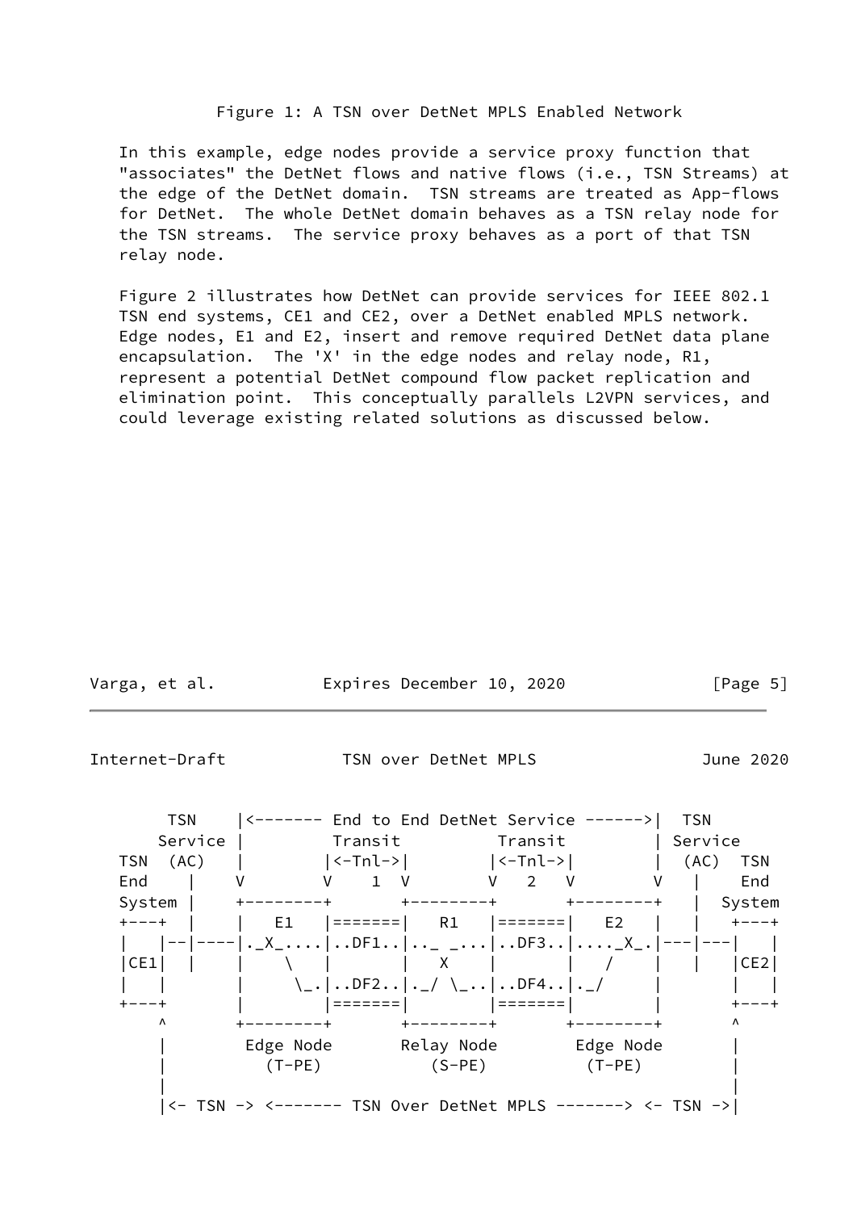Figure 1: A TSN over DetNet MPLS Enabled Network

In this example, edge nodes provide a service proxy function that "associates" the DetNet flows and native flows (i.e., TSN Streams) at the edge of the DetNet domain. TSN streams are treated as App-flows for DetNet. The whole DetNet domain behaves as a TSN relay node for the TSN streams. The service proxy behaves as a port of that TSN relay node.

Figure 2 illustrates how DetNet can provide services for IEEE 802.1 TSN end systems, CE1 and CE2, over a DetNet enabled MPLS network. Edge nodes, E1 and E2, insert and remove required DetNet data plane encapsulation. The 'X' in the edge nodes and relay node, R1, represent a potential DetNet compound flow packet replication and elimination point. This conceptually parallels L2VPN services, and could leverage existing related solutions as discussed below.

```
      TSN    |<------- End to End DetNet Service ------>|  TSN
     Service |         Transit          Transit         | Service
TSN  (AC)    |        |<-Tnl->|        |<-Tnl->|        |  (AC)  TSN
End    |     V        V    1  V        V   2   V        V   |    End
System |     +--------+       +--------+       +--------+   |  System
+---+  |     |   E1   |=======|   R1   |=======|   E2   |   |   +---+
|   |--|-----|._X_....|..DF1..|.._ _...|..DF3..|...._X_.|---|---|   |
|CE1|  |     |    \   |       |   X    |       |   /    |   |   |CE2|
|   |        |     \_.|..DF2..|._/ \_..|..DF4..|._/     |       |   |
+---+        |        |=======|        |=======|        |       +---+
    ^        +--------+       +--------+       +--------+       ^
    |        Edge Node       Relay Node        Edge Node        |
    |          (T-PE)          (S-PE)           (T-PE)          |
    |                                                           |
    |<- TSN -> <------- TSN Over DetNet MPLS -------> <- TSN ->|
```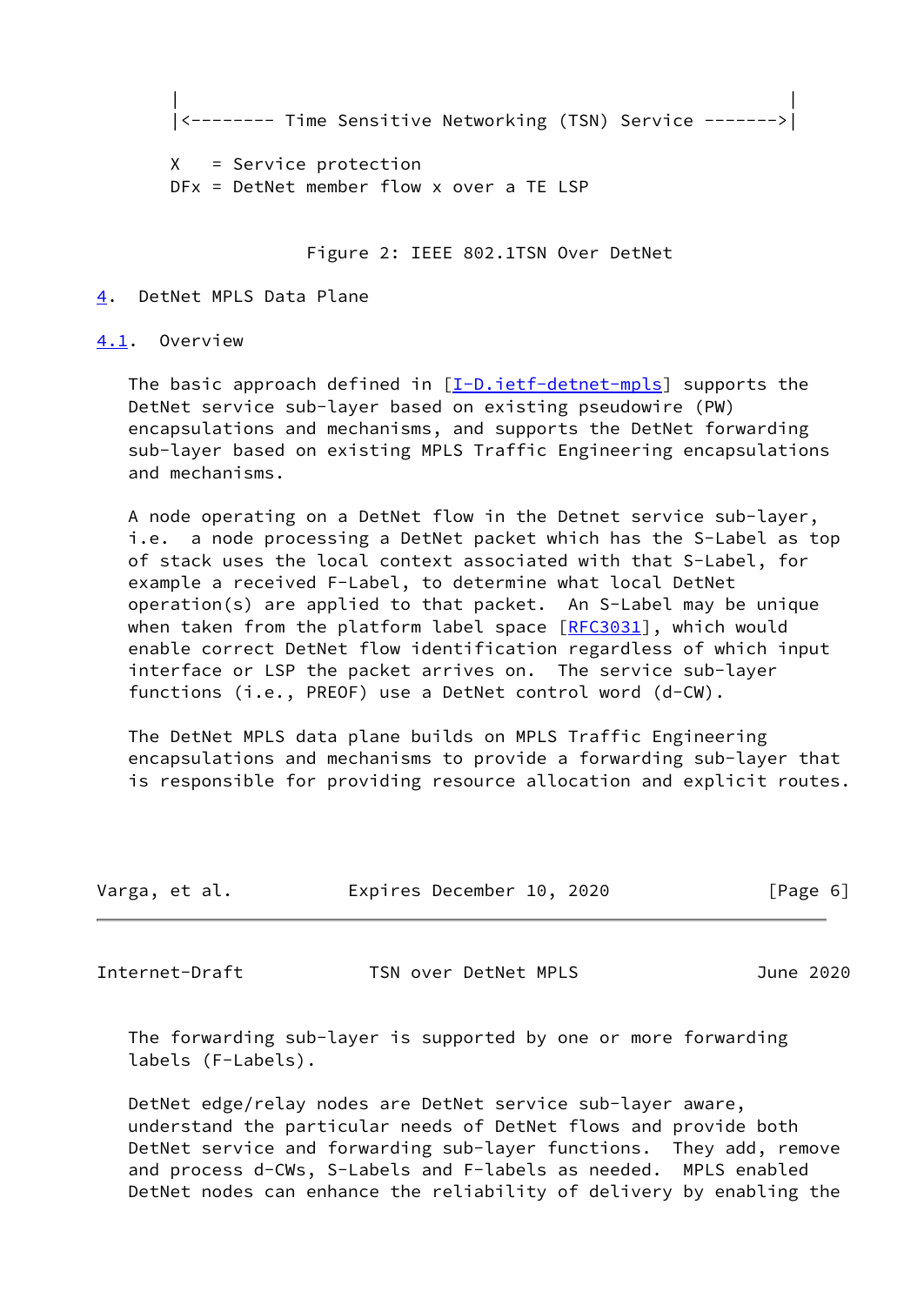```
|                                                          |
|<-------- Time Sensitive Networking (TSN) Service ------->|

X   = Service protection
DFx = DetNet member flow x over a TE LSP
```

Figure 2: IEEE 802.1TSN Over DetNet

# 4. DetNet MPLS Data Plane

## 4.1. Overview

The basic approach defined in [I-D.ietf-detnet-mpls] supports the DetNet service sub-layer based on existing pseudowire (PW) encapsulations and mechanisms, and supports the DetNet forwarding sub-layer based on existing MPLS Traffic Engineering encapsulations and mechanisms.

A node operating on a DetNet flow in the Detnet service sub-layer, i.e. a node processing a DetNet packet which has the S-Label as top of stack uses the local context associated with that S-Label, for example a received F-Label, to determine what local DetNet operation(s) are applied to that packet. An S-Label may be unique when taken from the platform label space [RFC3031], which would enable correct DetNet flow identification regardless of which input interface or LSP the packet arrives on. The service sub-layer functions (i.e., PREOF) use a DetNet control word (d-CW).

The DetNet MPLS data plane builds on MPLS Traffic Engineering encapsulations and mechanisms to provide a forwarding sub-layer that is responsible for providing resource allocation and explicit routes. The forwarding sub-layer is supported by one or more forwarding labels (F-Labels).

DetNet edge/relay nodes are DetNet service sub-layer aware, understand the particular needs of DetNet flows and provide both DetNet service and forwarding sub-layer functions. They add, remove and process d-CWs, S-Labels and F-labels as needed. MPLS enabled DetNet nodes can enhance the reliability of delivery by enabling the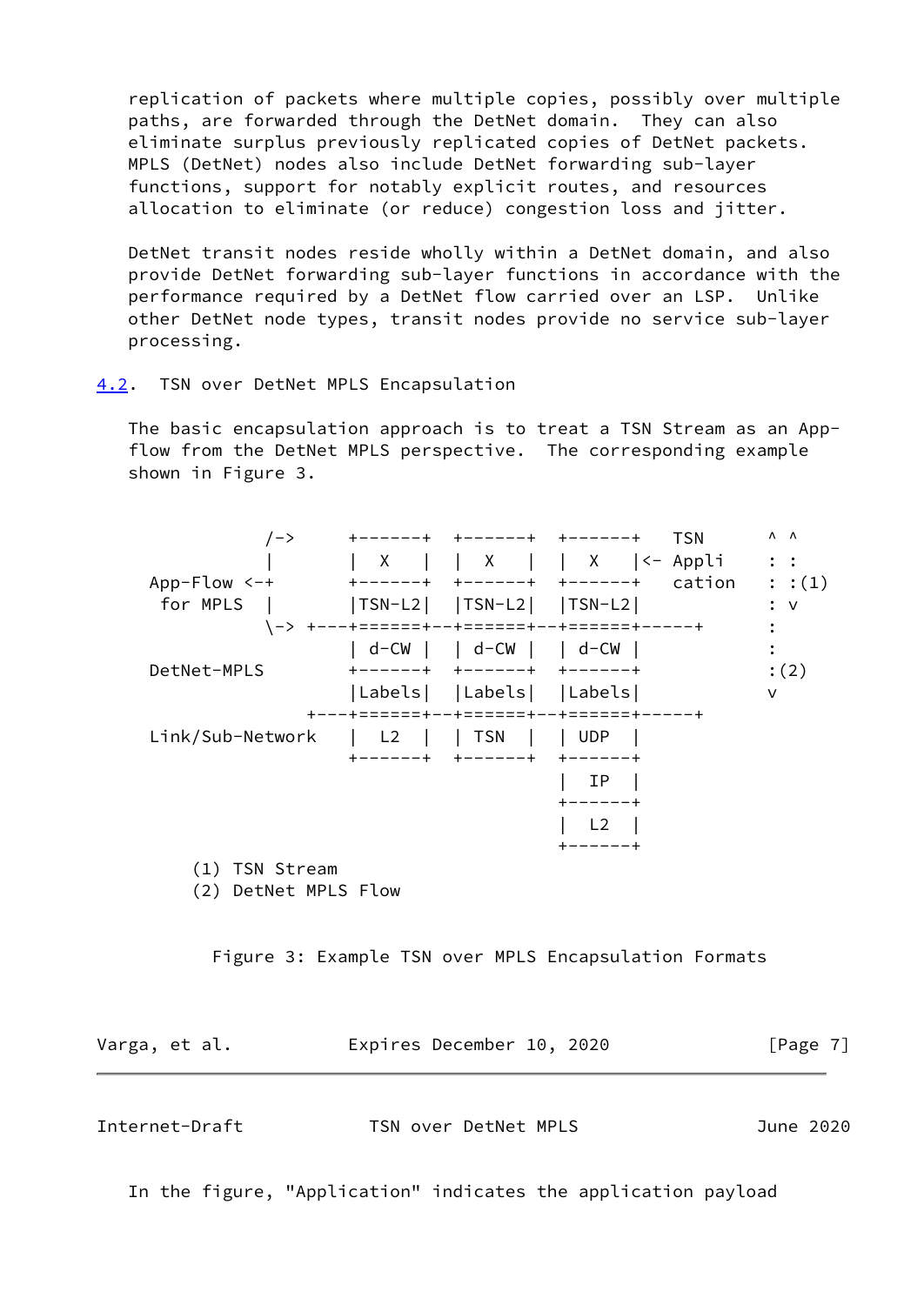replication of packets where multiple copies, possibly over multiple paths, are forwarded through the DetNet domain. They can also eliminate surplus previously replicated copies of DetNet packets. MPLS (DetNet) nodes also include DetNet forwarding sub-layer functions, support for notably explicit routes, and resources allocation to eliminate (or reduce) congestion loss and jitter.

DetNet transit nodes reside wholly within a DetNet domain, and also provide DetNet forwarding sub-layer functions in accordance with the performance required by a DetNet flow carried over an LSP. Unlike other DetNet node types, transit nodes provide no service sub-layer processing.

## 4.2. TSN over DetNet MPLS Encapsulation

The basic encapsulation approach is to treat a TSN Stream as an App-flow from the DetNet MPLS perspective. The corresponding example shown in Figure 3.

```
           /->     +------+  +------+  +------+   TSN       ^ ^
           |       |  X   |  |  X   |  |  X   |<- Appli     : :
  App-Flow <-+     +------+  +------+  +------+   cation    : :(1)
   for MPLS  |     |TSN-L2|  |TSN-L2|  |TSN-L2|             : v
           \-> +---+======+--+======+--+======+-----+       :
                   | d-CW |  | d-CW |  | d-CW |             :
  DetNet-MPLS      +------+  +------+  +------+             :(2)
                   |Labels|  |Labels|  |Labels|             v
               +---+======+--+======+--+======+-----+
  Link/Sub-Network |  L2  |  | TSN  |  | UDP  |
                   +------+  +------+  +------+
                                       |  IP  |
                                       +------+
                                       |  L2  |
                                       +------+
      (1) TSN Stream
      (2) DetNet MPLS Flow
```

Figure 3: Example TSN over MPLS Encapsulation Formats

In the figure, "Application" indicates the application payload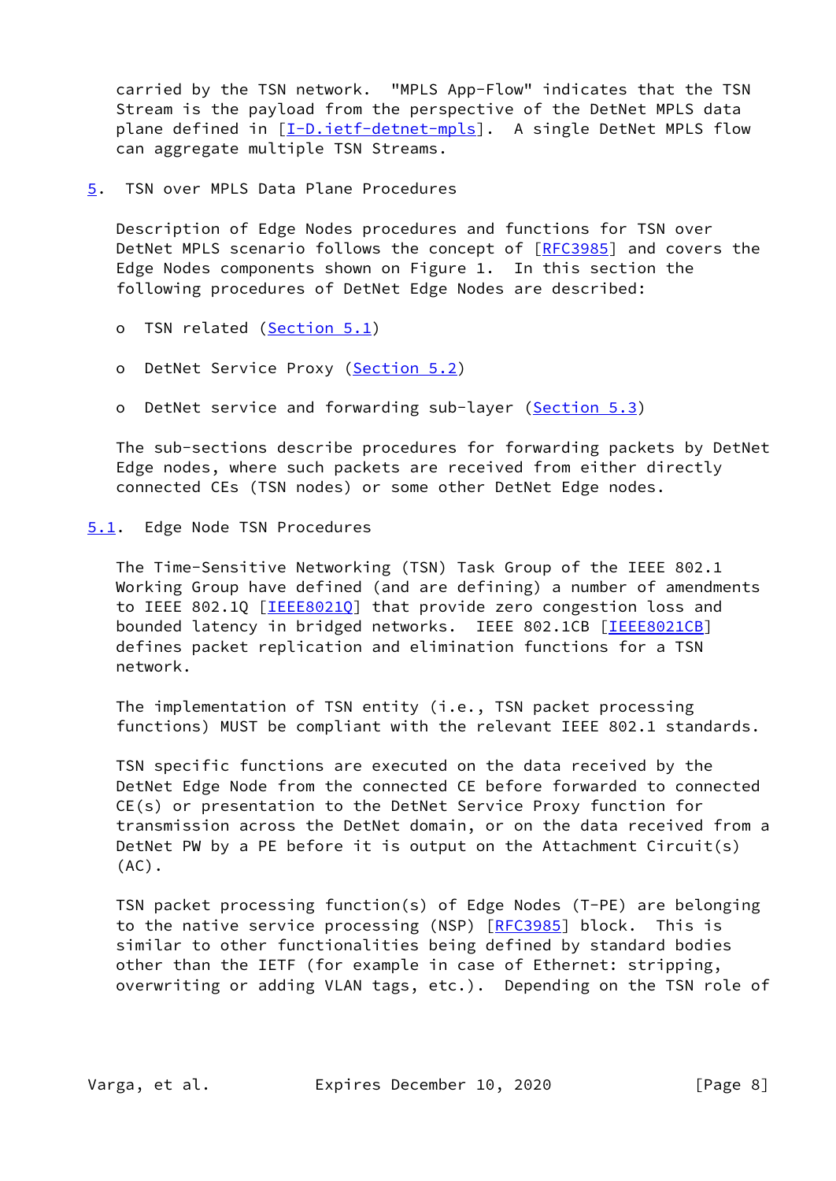carried by the TSN network. "MPLS App-Flow" indicates that the TSN Stream is the payload from the perspective of the DetNet MPLS data plane defined in [I-D.ietf-detnet-mpls]. A single DetNet MPLS flow can aggregate multiple TSN Streams.

## 5. TSN over MPLS Data Plane Procedures

Description of Edge Nodes procedures and functions for TSN over DetNet MPLS scenario follows the concept of [RFC3985] and covers the Edge Nodes components shown on Figure 1. In this section the following procedures of DetNet Edge Nodes are described:

- TSN related (Section 5.1)
- DetNet Service Proxy (Section 5.2)
- DetNet service and forwarding sub-layer (Section 5.3)

The sub-sections describe procedures for forwarding packets by DetNet Edge nodes, where such packets are received from either directly connected CEs (TSN nodes) or some other DetNet Edge nodes.

### 5.1. Edge Node TSN Procedures

The Time-Sensitive Networking (TSN) Task Group of the IEEE 802.1 Working Group have defined (and are defining) a number of amendments to IEEE 802.1Q [IEEE8021Q] that provide zero congestion loss and bounded latency in bridged networks. IEEE 802.1CB [IEEE8021CB] defines packet replication and elimination functions for a TSN network.

The implementation of TSN entity (i.e., TSN packet processing functions) MUST be compliant with the relevant IEEE 802.1 standards.

TSN specific functions are executed on the data received by the DetNet Edge Node from the connected CE before forwarded to connected CE(s) or presentation to the DetNet Service Proxy function for transmission across the DetNet domain, or on the data received from a DetNet PW by a PE before it is output on the Attachment Circuit(s) (AC).

TSN packet processing function(s) of Edge Nodes (T-PE) are belonging to the native service processing (NSP) [RFC3985] block. This is similar to other functionalities being defined by standard bodies other than the IETF (for example in case of Ethernet: stripping, overwriting or adding VLAN tags, etc.). Depending on the TSN role of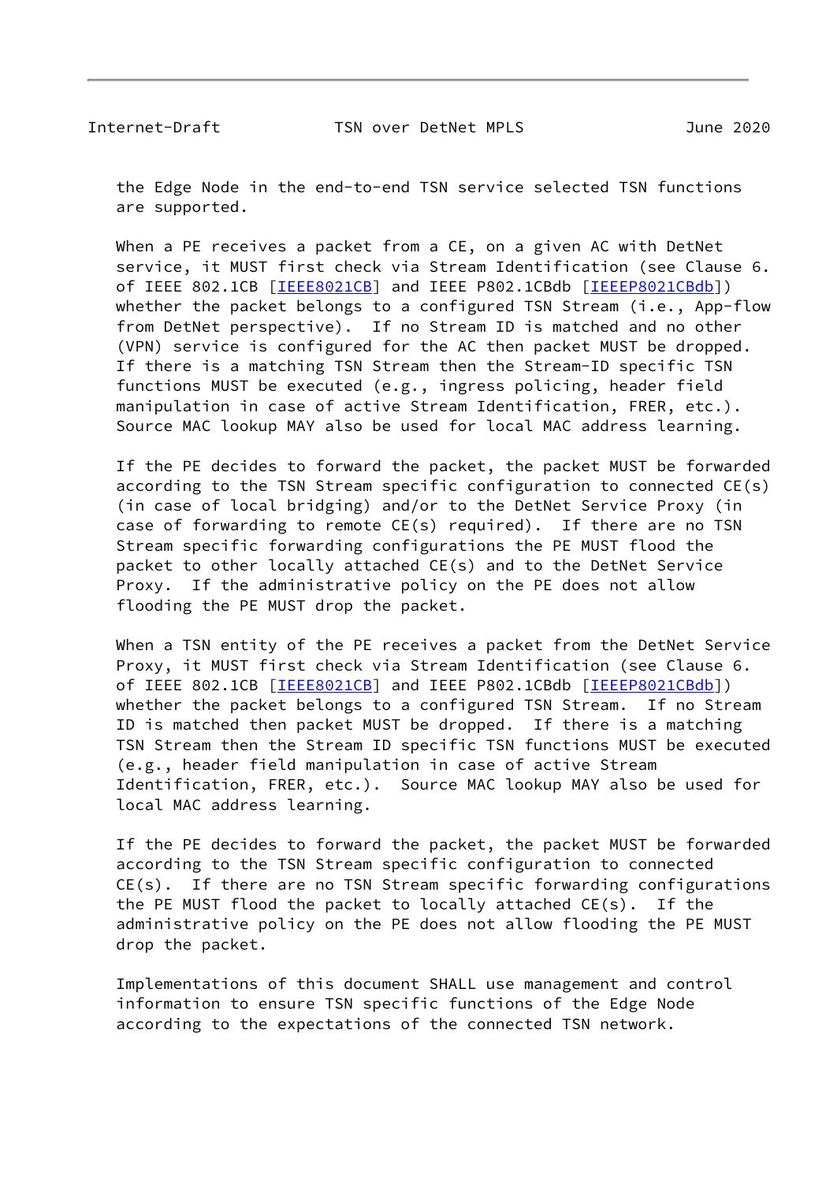the Edge Node in the end-to-end TSN service selected TSN functions are supported.

When a PE receives a packet from a CE, on a given AC with DetNet service, it MUST first check via Stream Identification (see Clause 6. of IEEE 802.1CB [IEEE8021CB] and IEEE P802.1CBdb [IEEEP8021CBdb]) whether the packet belongs to a configured TSN Stream (i.e., App-flow from DetNet perspective). If no Stream ID is matched and no other (VPN) service is configured for the AC then packet MUST be dropped. If there is a matching TSN Stream then the Stream-ID specific TSN functions MUST be executed (e.g., ingress policing, header field manipulation in case of active Stream Identification, FRER, etc.). Source MAC lookup MAY also be used for local MAC address learning.

If the PE decides to forward the packet, the packet MUST be forwarded according to the TSN Stream specific configuration to connected CE(s) (in case of local bridging) and/or to the DetNet Service Proxy (in case of forwarding to remote CE(s) required). If there are no TSN Stream specific forwarding configurations the PE MUST flood the packet to other locally attached CE(s) and to the DetNet Service Proxy. If the administrative policy on the PE does not allow flooding the PE MUST drop the packet.

When a TSN entity of the PE receives a packet from the DetNet Service Proxy, it MUST first check via Stream Identification (see Clause 6. of IEEE 802.1CB [IEEE8021CB] and IEEE P802.1CBdb [IEEEP8021CBdb]) whether the packet belongs to a configured TSN Stream. If no Stream ID is matched then packet MUST be dropped. If there is a matching TSN Stream then the Stream ID specific TSN functions MUST be executed (e.g., header field manipulation in case of active Stream Identification, FRER, etc.). Source MAC lookup MAY also be used for local MAC address learning.

If the PE decides to forward the packet, the packet MUST be forwarded according to the TSN Stream specific configuration to connected CE(s). If there are no TSN Stream specific forwarding configurations the PE MUST flood the packet to locally attached CE(s). If the administrative policy on the PE does not allow flooding the PE MUST drop the packet.

Implementations of this document SHALL use management and control information to ensure TSN specific functions of the Edge Node according to the expectations of the connected TSN network.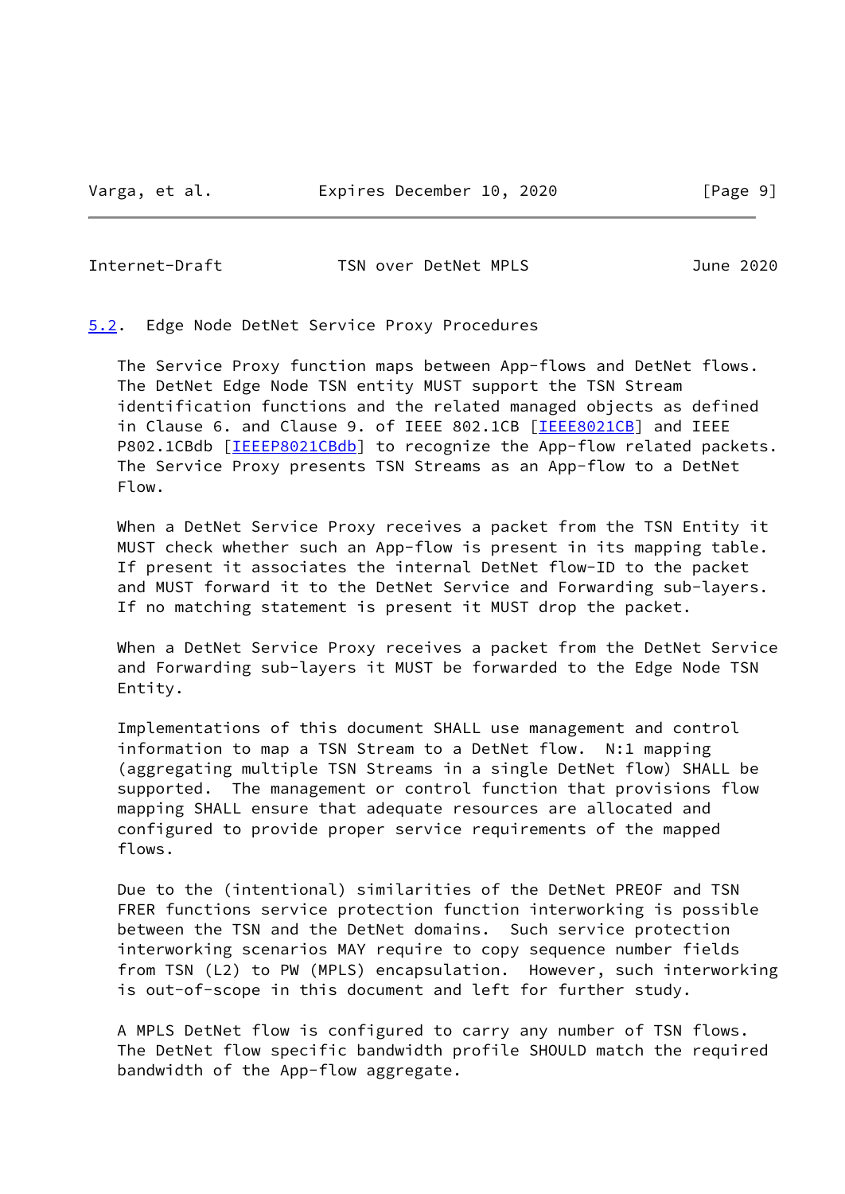## 5.2. Edge Node DetNet Service Proxy Procedures

The Service Proxy function maps between App-flows and DetNet flows. The DetNet Edge Node TSN entity MUST support the TSN Stream identification functions and the related managed objects as defined in Clause 6. and Clause 9. of IEEE 802.1CB [IEEE8021CB] and IEEE P802.1CBdb [IEEEP8021CBdb] to recognize the App-flow related packets. The Service Proxy presents TSN Streams as an App-flow to a DetNet Flow.

When a DetNet Service Proxy receives a packet from the TSN Entity it MUST check whether such an App-flow is present in its mapping table. If present it associates the internal DetNet flow-ID to the packet and MUST forward it to the DetNet Service and Forwarding sub-layers. If no matching statement is present it MUST drop the packet.

When a DetNet Service Proxy receives a packet from the DetNet Service and Forwarding sub-layers it MUST be forwarded to the Edge Node TSN Entity.

Implementations of this document SHALL use management and control information to map a TSN Stream to a DetNet flow. N:1 mapping (aggregating multiple TSN Streams in a single DetNet flow) SHALL be supported. The management or control function that provisions flow mapping SHALL ensure that adequate resources are allocated and configured to provide proper service requirements of the mapped flows.

Due to the (intentional) similarities of the DetNet PREOF and TSN FRER functions service protection function interworking is possible between the TSN and the DetNet domains. Such service protection interworking scenarios MAY require to copy sequence number fields from TSN (L2) to PW (MPLS) encapsulation. However, such interworking is out-of-scope in this document and left for further study.

A MPLS DetNet flow is configured to carry any number of TSN flows. The DetNet flow specific bandwidth profile SHOULD match the required bandwidth of the App-flow aggregate.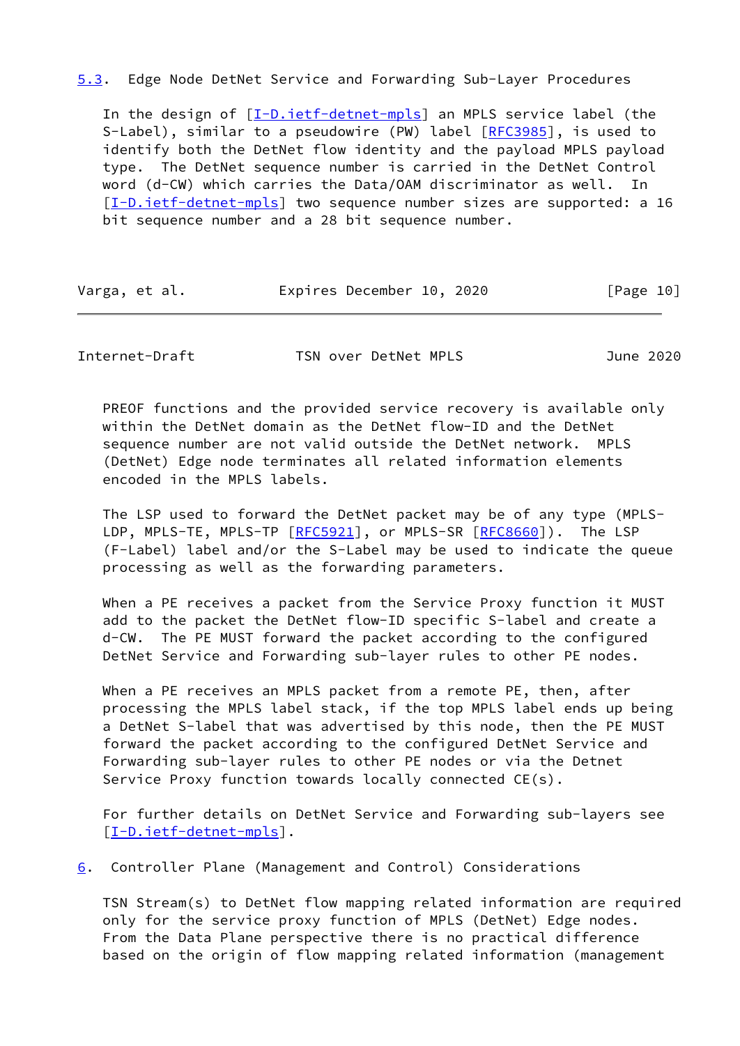## 5.3. Edge Node DetNet Service and Forwarding Sub-Layer Procedures

In the design of [I-D.ietf-detnet-mpls] an MPLS service label (the S-Label), similar to a pseudowire (PW) label [RFC3985], is used to identify both the DetNet flow identity and the payload MPLS payload type. The DetNet sequence number is carried in the DetNet Control word (d-CW) which carries the Data/OAM discriminator as well. In [I-D.ietf-detnet-mpls] two sequence number sizes are supported: a 16 bit sequence number and a 28 bit sequence number.

PREOF functions and the provided service recovery is available only within the DetNet domain as the DetNet flow-ID and the DetNet sequence number are not valid outside the DetNet network. MPLS (DetNet) Edge node terminates all related information elements encoded in the MPLS labels.

The LSP used to forward the DetNet packet may be of any type (MPLS-LDP, MPLS-TE, MPLS-TP [RFC5921], or MPLS-SR [RFC8660]). The LSP (F-Label) label and/or the S-Label may be used to indicate the queue processing as well as the forwarding parameters.

When a PE receives a packet from the Service Proxy function it MUST add to the packet the DetNet flow-ID specific S-label and create a d-CW. The PE MUST forward the packet according to the configured DetNet Service and Forwarding sub-layer rules to other PE nodes.

When a PE receives an MPLS packet from a remote PE, then, after processing the MPLS label stack, if the top MPLS label ends up being a DetNet S-label that was advertised by this node, then the PE MUST forward the packet according to the configured DetNet Service and Forwarding sub-layer rules to other PE nodes or via the Detnet Service Proxy function towards locally connected CE(s).

For further details on DetNet Service and Forwarding sub-layers see [I-D.ietf-detnet-mpls].

## 6. Controller Plane (Management and Control) Considerations

TSN Stream(s) to DetNet flow mapping related information are required only for the service proxy function of MPLS (DetNet) Edge nodes. From the Data Plane perspective there is no practical difference based on the origin of flow mapping related information (management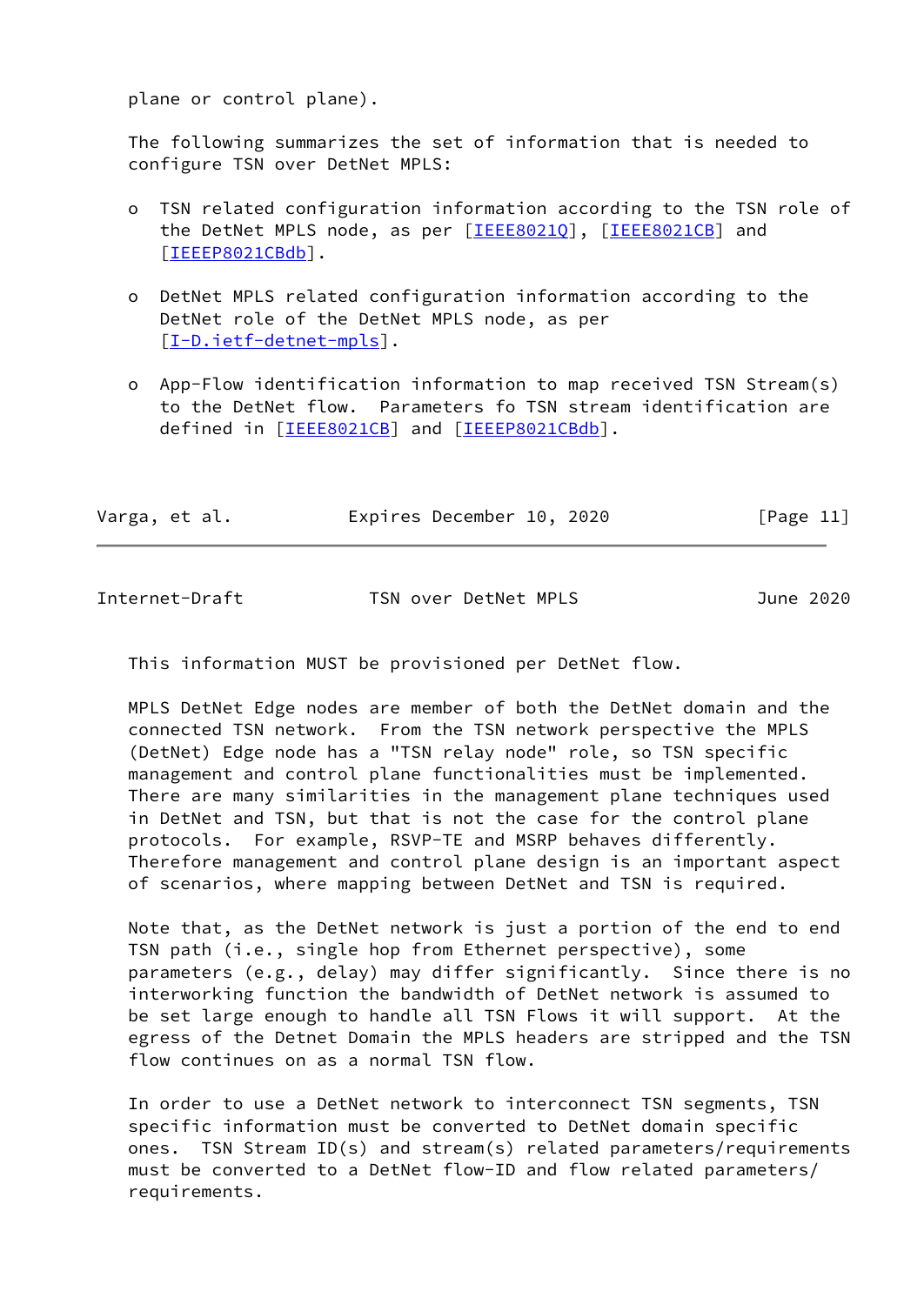plane or control plane).

The following summarizes the set of information that is needed to configure TSN over DetNet MPLS:

- TSN related configuration information according to the TSN role of the DetNet MPLS node, as per [IEEE8021Q], [IEEE8021CB] and [IEEEP8021CBdb].

- DetNet MPLS related configuration information according to the DetNet role of the DetNet MPLS node, as per [I-D.ietf-detnet-mpls].

- App-Flow identification information to map received TSN Stream(s) to the DetNet flow. Parameters fo TSN stream identification are defined in [IEEE8021CB] and [IEEEP8021CBdb].

This information MUST be provisioned per DetNet flow.

MPLS DetNet Edge nodes are member of both the DetNet domain and the connected TSN network. From the TSN network perspective the MPLS (DetNet) Edge node has a "TSN relay node" role, so TSN specific management and control plane functionalities must be implemented. There are many similarities in the management plane techniques used in DetNet and TSN, but that is not the case for the control plane protocols. For example, RSVP-TE and MSRP behaves differently. Therefore management and control plane design is an important aspect of scenarios, where mapping between DetNet and TSN is required.

Note that, as the DetNet network is just a portion of the end to end TSN path (i.e., single hop from Ethernet perspective), some parameters (e.g., delay) may differ significantly. Since there is no interworking function the bandwidth of DetNet network is assumed to be set large enough to handle all TSN Flows it will support. At the egress of the Detnet Domain the MPLS headers are stripped and the TSN flow continues on as a normal TSN flow.

In order to use a DetNet network to interconnect TSN segments, TSN specific information must be converted to DetNet domain specific ones. TSN Stream ID(s) and stream(s) related parameters/requirements must be converted to a DetNet flow-ID and flow related parameters/requirements.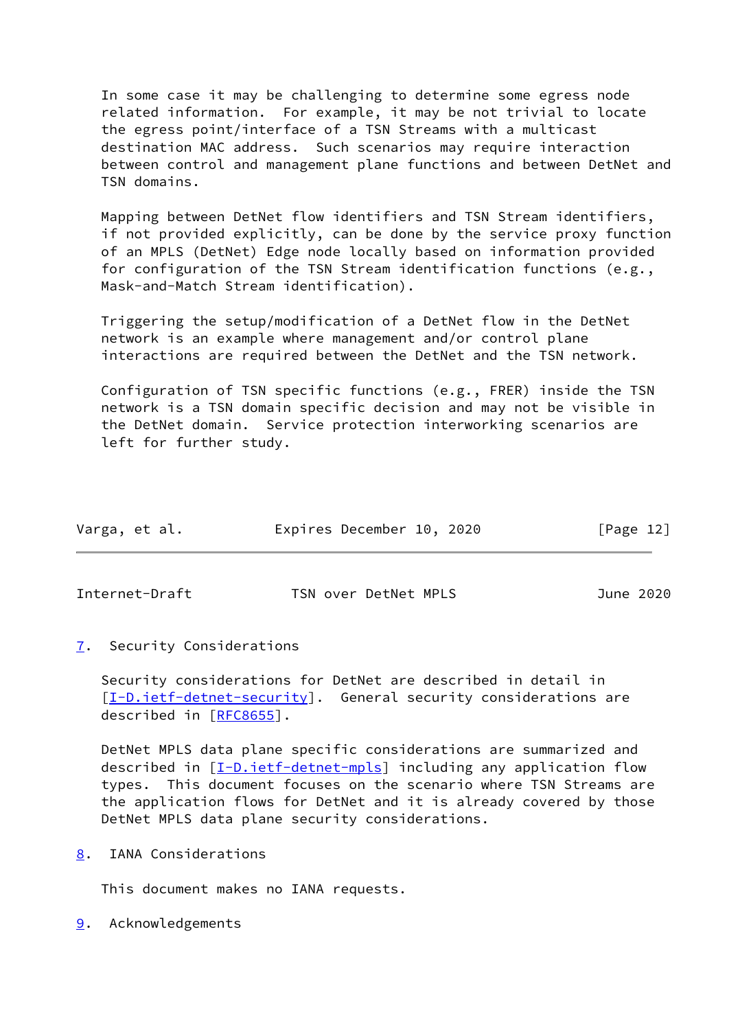In some case it may be challenging to determine some egress node related information. For example, it may be not trivial to locate the egress point/interface of a TSN Streams with a multicast destination MAC address. Such scenarios may require interaction between control and management plane functions and between DetNet and TSN domains.

Mapping between DetNet flow identifiers and TSN Stream identifiers, if not provided explicitly, can be done by the service proxy function of an MPLS (DetNet) Edge node locally based on information provided for configuration of the TSN Stream identification functions (e.g., Mask-and-Match Stream identification).

Triggering the setup/modification of a DetNet flow in the DetNet network is an example where management and/or control plane interactions are required between the DetNet and the TSN network.

Configuration of TSN specific functions (e.g., FRER) inside the TSN network is a TSN domain specific decision and may not be visible in the DetNet domain. Service protection interworking scenarios are left for further study.

## 7. Security Considerations

Security considerations for DetNet are described in detail in [I-D.ietf-detnet-security]. General security considerations are described in [RFC8655].

DetNet MPLS data plane specific considerations are summarized and described in [I-D.ietf-detnet-mpls] including any application flow types. This document focuses on the scenario where TSN Streams are the application flows for DetNet and it is already covered by those DetNet MPLS data plane security considerations.

## 8. IANA Considerations

This document makes no IANA requests.

## 9. Acknowledgements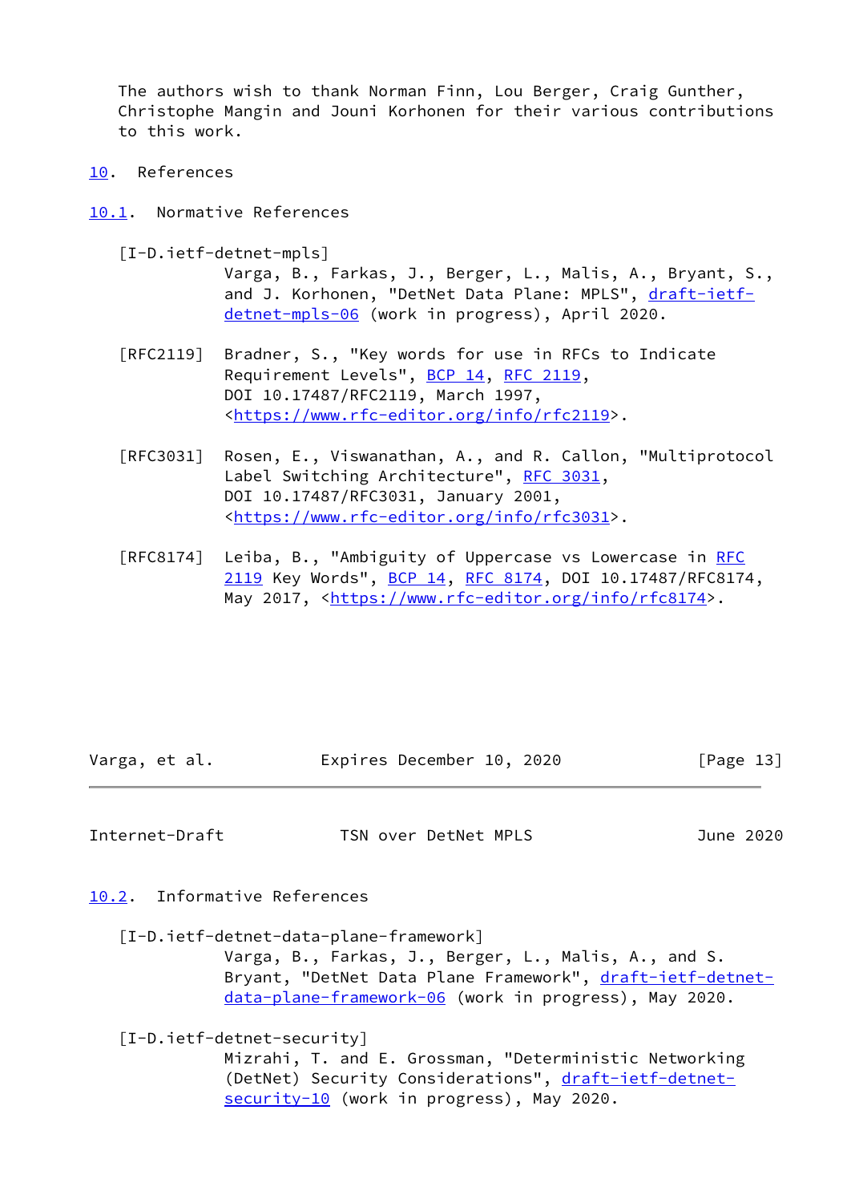The authors wish to thank Norman Finn, Lou Berger, Craig Gunther, Christophe Mangin and Jouni Korhonen for their various contributions to this work.

# 10. References

## 10.1. Normative References

[I-D.ietf-detnet-mpls]
Varga, B., Farkas, J., Berger, L., Malis, A., Bryant, S., and J. Korhonen, "DetNet Data Plane: MPLS", draft-ietf-detnet-mpls-06 (work in progress), April 2020.

[RFC2119] Bradner, S., "Key words for use in RFCs to Indicate Requirement Levels", BCP 14, RFC 2119, DOI 10.17487/RFC2119, March 1997, <https://www.rfc-editor.org/info/rfc2119>.

[RFC3031] Rosen, E., Viswanathan, A., and R. Callon, "Multiprotocol Label Switching Architecture", RFC 3031, DOI 10.17487/RFC3031, January 2001, <https://www.rfc-editor.org/info/rfc3031>.

[RFC8174] Leiba, B., "Ambiguity of Uppercase vs Lowercase in RFC 2119 Key Words", BCP 14, RFC 8174, DOI 10.17487/RFC8174, May 2017, <https://www.rfc-editor.org/info/rfc8174>.

## 10.2. Informative References

[I-D.ietf-detnet-data-plane-framework]
Varga, B., Farkas, J., Berger, L., Malis, A., and S. Bryant, "DetNet Data Plane Framework", draft-ietf-detnet-data-plane-framework-06 (work in progress), May 2020.

[I-D.ietf-detnet-security]
Mizrahi, T. and E. Grossman, "Deterministic Networking (DetNet) Security Considerations", draft-ietf-detnet-security-10 (work in progress), May 2020.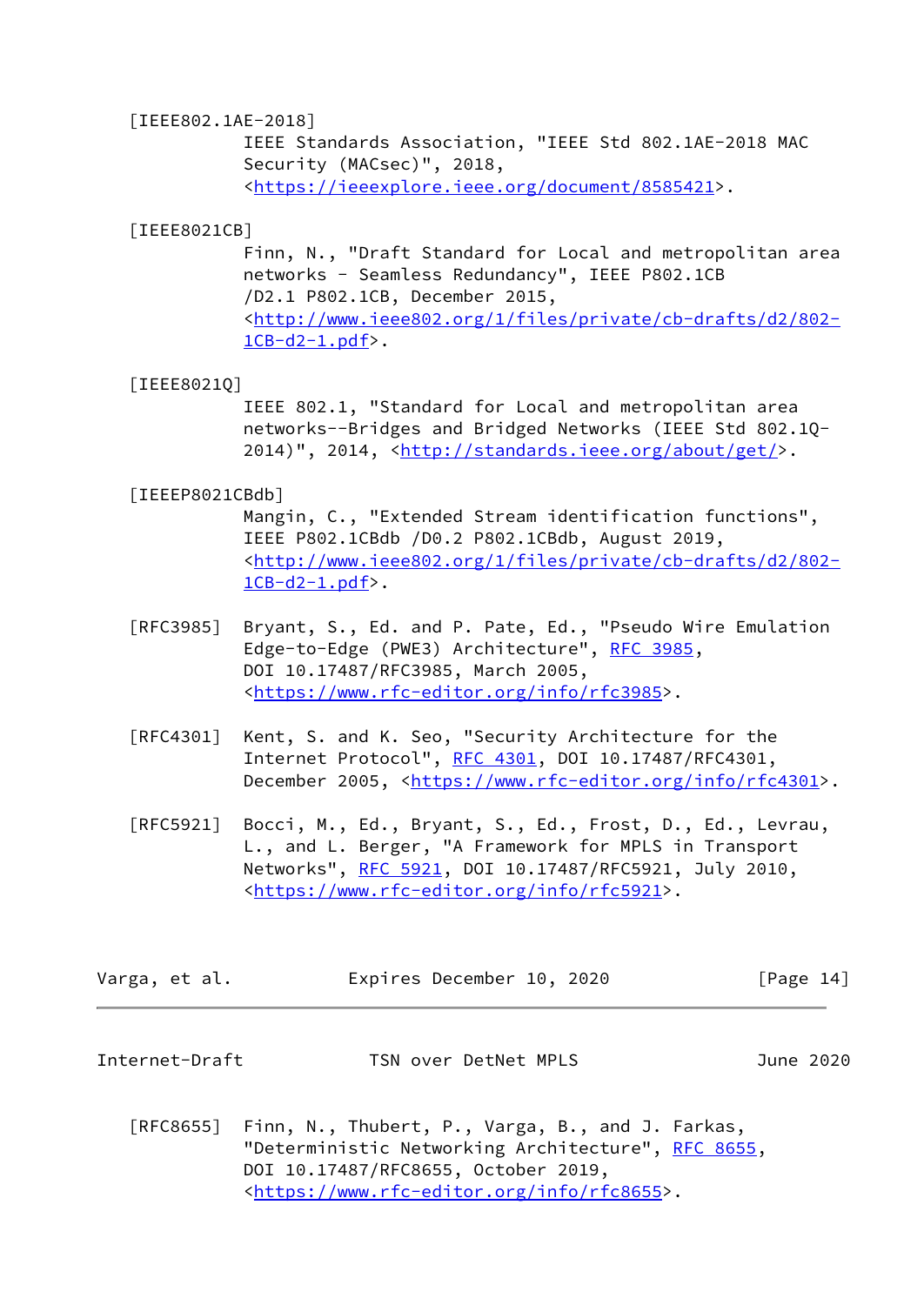[IEEE802.1AE-2018]
IEEE Standards Association, "IEEE Std 802.1AE-2018 MAC Security (MACsec)", 2018, <https://ieeexplore.ieee.org/document/8585421>.

[IEEE8021CB]
Finn, N., "Draft Standard for Local and metropolitan area networks - Seamless Redundancy", IEEE P802.1CB /D2.1 P802.1CB, December 2015, <http://www.ieee802.org/1/files/private/cb-drafts/d2/802-1CB-d2-1.pdf>.

[IEEE8021Q]
IEEE 802.1, "Standard for Local and metropolitan area networks--Bridges and Bridged Networks (IEEE Std 802.1Q-2014)", 2014, <http://standards.ieee.org/about/get/>.

[IEEEP8021CBdb]
Mangin, C., "Extended Stream identification functions", IEEE P802.1CBdb /D0.2 P802.1CBdb, August 2019, <http://www.ieee802.org/1/files/private/cb-drafts/d2/802-1CB-d2-1.pdf>.

[RFC3985] Bryant, S., Ed. and P. Pate, Ed., "Pseudo Wire Emulation Edge-to-Edge (PWE3) Architecture", RFC 3985, DOI 10.17487/RFC3985, March 2005, <https://www.rfc-editor.org/info/rfc3985>.

[RFC4301] Kent, S. and K. Seo, "Security Architecture for the Internet Protocol", RFC 4301, DOI 10.17487/RFC4301, December 2005, <https://www.rfc-editor.org/info/rfc4301>.

[RFC5921] Bocci, M., Ed., Bryant, S., Ed., Frost, D., Ed., Levrau, L., and L. Berger, "A Framework for MPLS in Transport Networks", RFC 5921, DOI 10.17487/RFC5921, July 2010, <https://www.rfc-editor.org/info/rfc5921>.

[RFC8655] Finn, N., Thubert, P., Varga, B., and J. Farkas, "Deterministic Networking Architecture", RFC 8655, DOI 10.17487/RFC8655, October 2019, <https://www.rfc-editor.org/info/rfc8655>.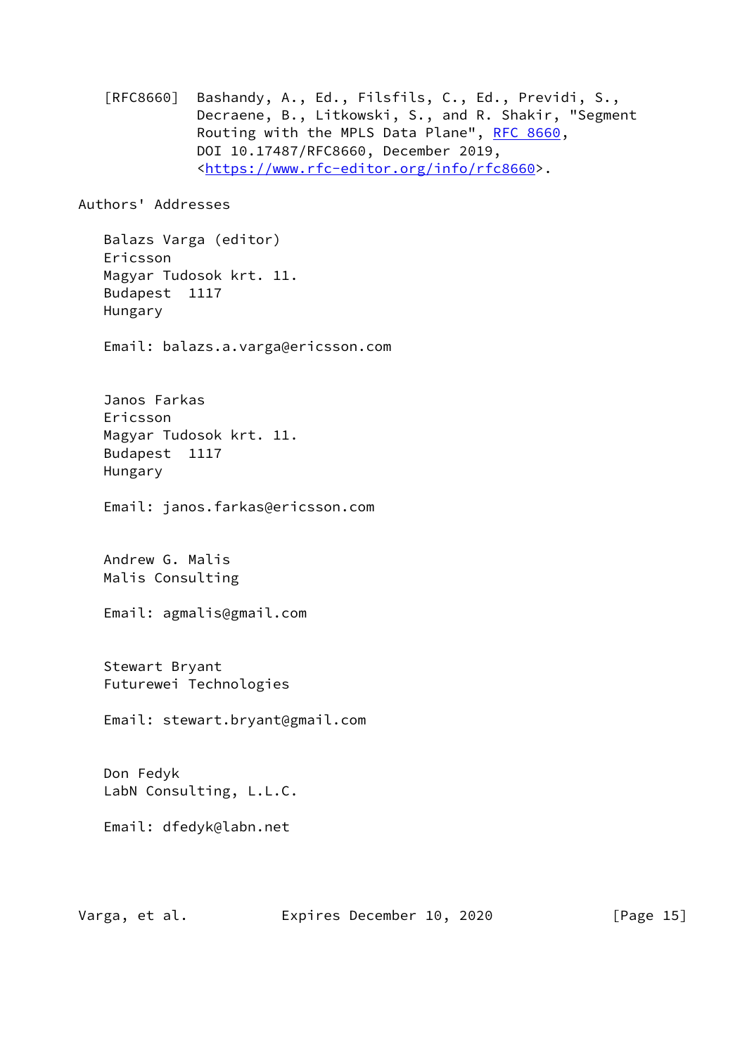[RFC8660] Bashandy, A., Ed., Filsfils, C., Ed., Previdi, S., Decraene, B., Litkowski, S., and R. Shakir, "Segment Routing with the MPLS Data Plane", RFC 8660, DOI 10.17487/RFC8660, December 2019, <https://www.rfc-editor.org/info/rfc8660>.

## Authors' Addresses

Balazs Varga (editor)
Ericsson
Magyar Tudosok krt. 11.
Budapest 1117
Hungary

Email: balazs.a.varga@ericsson.com

Janos Farkas
Ericsson
Magyar Tudosok krt. 11.
Budapest 1117
Hungary

Email: janos.farkas@ericsson.com

Andrew G. Malis
Malis Consulting

Email: agmalis@gmail.com

Stewart Bryant
Futurewei Technologies

Email: stewart.bryant@gmail.com

Don Fedyk
LabN Consulting, L.L.C.

Email: dfedyk@labn.net